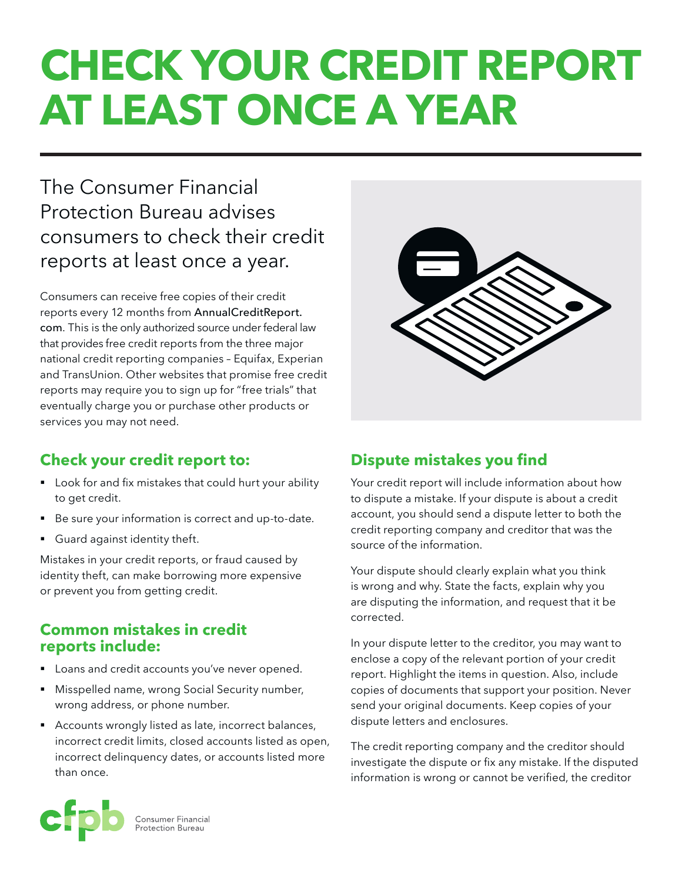# CHECK YOUR CREDIT REPORT AT LEAST ONCE A YEAR

The Consumer Financial Protection Bureau advises consumers to check their credit reports at least once a year.

Consumers can receive free copies of their credit reports every 12 months from AnnualCreditReport.com. This is the only authorized source under federal law that provides free credit reports from the three major national credit reporting companies – Equifax, Experian and TransUnion. Other websites that promise free credit reports may require you to sign up for "free trials" that eventually charge you or purchase other products or services you may not need.

## Check your credit report to:

- Look for and fix mistakes that could hurt your ability to get credit.
- Be sure your information is correct and up-to-date.
- Guard against identity theft.

Mistakes in your credit reports, or fraud caused by identity theft, can make borrowing more expensive or prevent you from getting credit.

## Common mistakes in credit reports include:

- Loans and credit accounts you've never opened.
- Misspelled name, wrong Social Security number, wrong address, or phone number.
- Accounts wrongly listed as late, incorrect balances, incorrect credit limits, closed accounts listed as open, incorrect delinquency dates, or accounts listed more than once.

## Dispute mistakes you find

Your credit report will include information about how to dispute a mistake. If your dispute is about a credit account, you should send a dispute letter to both the credit reporting company and creditor that was the source of the information.

Your dispute should clearly explain what you think is wrong and why. State the facts, explain why you are disputing the information, and request that it be corrected.

In your dispute letter to the creditor, you may want to enclose a copy of the relevant portion of your credit report. Highlight the items in question. Also, include copies of documents that support your position. Never send your original documents. Keep copies of your dispute letters and enclosures.

The credit reporting company and the creditor should investigate the dispute or fix any mistake. If the disputed information is wrong or cannot be verified, the creditor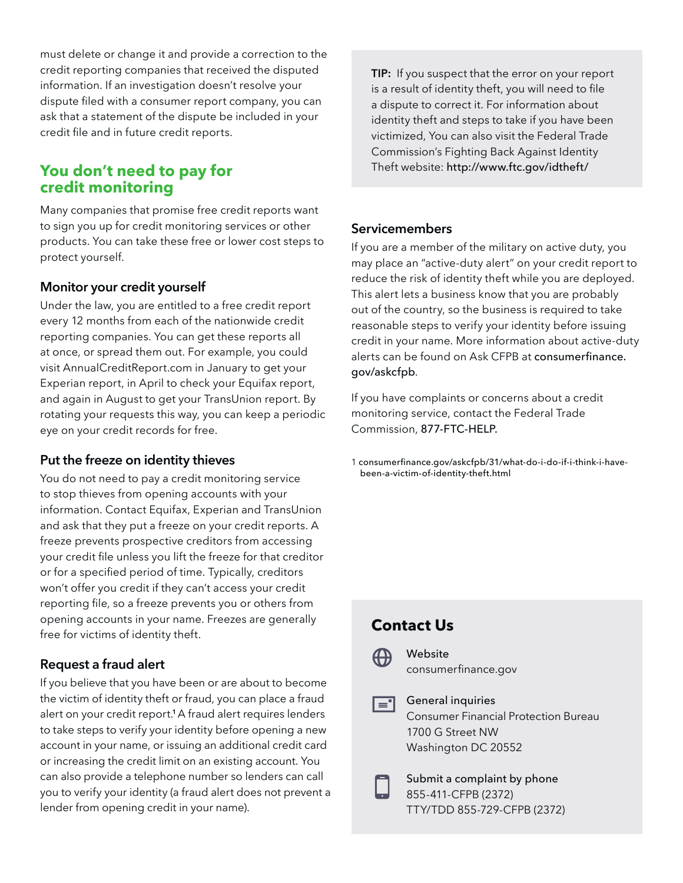must delete or change it and provide a correction to the credit reporting companies that received the disputed information. If an investigation doesn't resolve your dispute filed with a consumer report company, you can ask that a statement of the dispute be included in your credit file and in future credit reports.

## You don't need to pay for credit monitoring

Many companies that promise free credit reports want to sign you up for credit monitoring services or other products. You can take these free or lower cost steps to protect yourself.

### Monitor your credit yourself

Under the law, you are entitled to a free credit report every 12 months from each of the nationwide credit reporting companies. You can get these reports all at once, or spread them out. For example, you could visit AnnualCreditReport.com in January to get your Experian report, in April to check your Equifax report, and again in August to get your TransUnion report. By rotating your requests this way, you can keep a periodic eye on your credit records for free.

### Put the freeze on identity thieves

You do not need to pay a credit monitoring service to stop thieves from opening accounts with your information. Contact Equifax, Experian and TransUnion and ask that they put a freeze on your credit reports. A freeze prevents prospective creditors from accessing your credit file unless you lift the freeze for that creditor or for a specified period of time. Typically, creditors won't offer you credit if they can't access your credit reporting file, so a freeze prevents you or others from opening accounts in your name. Freezes are generally free for victims of identity theft.

### Request a fraud alert

If you believe that you have been or are about to become the victim of identity theft or fraud, you can place a fraud alert on your credit report.[1] A fraud alert requires lenders to take steps to verify your identity before opening a new account in your name, or issuing an additional credit card or increasing the credit limit on an existing account. You can also provide a telephone number so lenders can call you to verify your identity (a fraud alert does not prevent a lender from opening credit in your name).

**TIP:** If you suspect that the error on your report is a result of identity theft, you will need to file a dispute to correct it. For information about identity theft and steps to take if you have been victimized, You can also visit the Federal Trade Commission's Fighting Back Against Identity Theft website: http://www.ftc.gov/idtheft/

### Servicemembers

If you are a member of the military on active duty, you may place an "active-duty alert" on your credit report to reduce the risk of identity theft while you are deployed. This alert lets a business know that you are probably out of the country, so the business is required to take reasonable steps to verify your identity before issuing credit in your name. More information about active-duty alerts can be found on Ask CFPB at consumerfinance.gov/askcfpb.

If you have complaints or concerns about a credit monitoring service, contact the Federal Trade Commission, 877-FTC-HELP.

1 consumerfinance.gov/askcfpb/31/what-do-i-do-if-i-think-i-have-been-a-victim-of-identity-theft.html

## Contact Us

Website
consumerfinance.gov

General inquiries
Consumer Financial Protection Bureau
1700 G Street NW
Washington DC 20552

Submit a complaint by phone
855-411-CFPB (2372)
TTY/TDD 855-729-CFPB (2372)